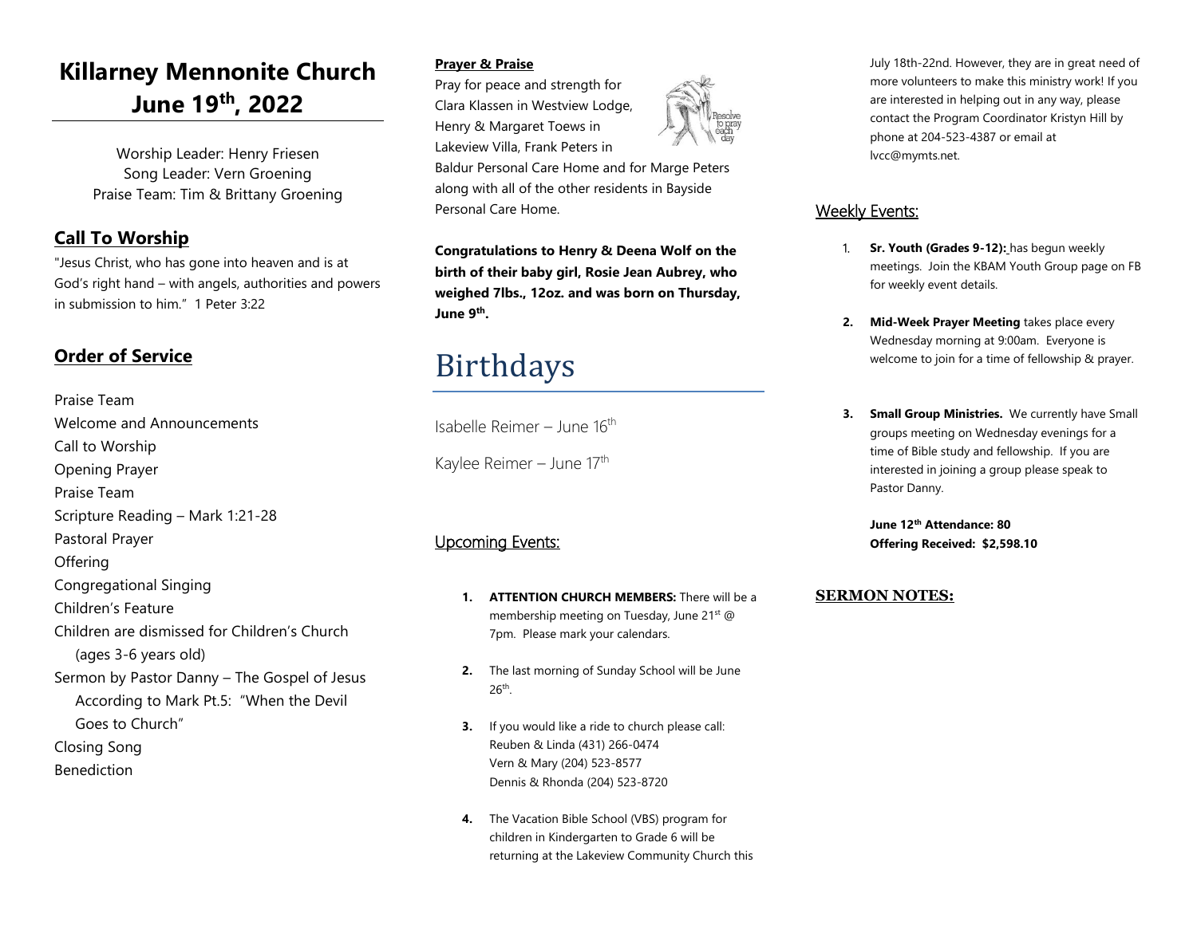# Killarney Mennonite Church June 19th, 2022

Worship Leader: Henry Friesen
Song Leader: Vern Groening
Praise Team: Tim & Brittany Groening

## Call To Worship

"Jesus Christ, who has gone into heaven and is at God's right hand – with angels, authorities and powers in submission to him." 1 Peter 3:22

## Order of Service

Praise Team
Welcome and Announcements
Call to Worship
Opening Prayer
Praise Team
Scripture Reading – Mark 1:21-28
Pastoral Prayer
Offering
Congregational Singing
Children's Feature
Children are dismissed for Children's Church (ages 3-6 years old)
Sermon by Pastor Danny – The Gospel of Jesus According to Mark Pt.5: "When the Devil Goes to Church"
Closing Song
Benediction

**Prayer & Praise**

Pray for peace and strength for Clara Klassen in Westview Lodge, Henry & Margaret Toews in Lakeview Villa, Frank Peters in Baldur Personal Care Home and for Marge Peters along with all of the other residents in Bayside Personal Care Home.

**Congratulations to Henry & Deena Wolf on the birth of their baby girl, Rosie Jean Aubrey, who weighed 7lbs., 12oz. and was born on Thursday, June 9th.**

# Birthdays

Isabelle Reimer – June 16th

Kaylee Reimer – June 17th

## Upcoming Events:

1. **ATTENTION CHURCH MEMBERS:** There will be a membership meeting on Tuesday, June 21st @ 7pm. Please mark your calendars.
2. The last morning of Sunday School will be June 26th.
3. If you would like a ride to church please call:
   Reuben & Linda (431) 266-0474
   Vern & Mary (204) 523-8577
   Dennis & Rhonda (204) 523-8720
4. The Vacation Bible School (VBS) program for children in Kindergarten to Grade 6 will be returning at the Lakeview Community Church this July 18th-22nd. However, they are in great need of more volunteers to make this ministry work! If you are interested in helping out in any way, please contact the Program Coordinator Kristyn Hill by phone at 204-523-4387 or email at lvcc@mymts.net.

## Weekly Events:

1. **Sr. Youth (Grades 9-12):** has begun weekly meetings. Join the KBAM Youth Group page on FB for weekly event details.
2. **Mid-Week Prayer Meeting** takes place every Wednesday morning at 9:00am. Everyone is welcome to join for a time of fellowship & prayer.
3. **Small Group Ministries.** We currently have Small groups meeting on Wednesday evenings for a time of Bible study and fellowship. If you are interested in joining a group please speak to Pastor Danny.

**June 12th Attendance: 80**
**Offering Received: $2,598.10**

**SERMON NOTES:**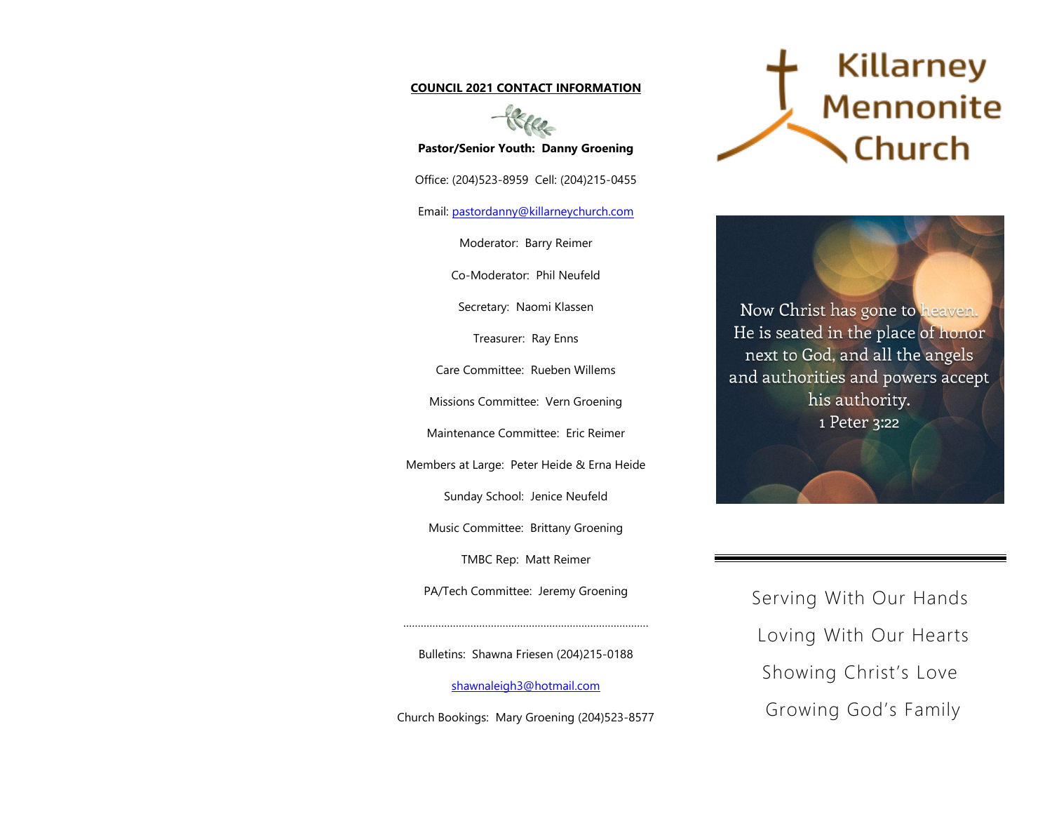**COUNCIL 2021 CONTACT INFORMATION**

**Pastor/Senior Youth: Danny Groening**

Office: (204)523-8959 Cell: (204)215-0455

Email: pastordanny@killarneychurch.com

Moderator: Barry Reimer

Co-Moderator: Phil Neufeld

Secretary: Naomi Klassen

Treasurer: Ray Enns

Care Committee: Rueben Willems

Missions Committee: Vern Groening

Maintenance Committee: Eric Reimer

Members at Large: Peter Heide & Erna Heide

Sunday School: Jenice Neufeld

Music Committee: Brittany Groening

TMBC Rep: Matt Reimer

PA/Tech Committee: Jeremy Groening

………………………………………………………………………

Bulletins: Shawna Friesen (204)215-0188

shawnaleigh3@hotmail.com

Church Bookings: Mary Groening (204)523-8577

# Killarney Mennonite Church

Now Christ has gone to heaven. He is seated in the place of honor next to God, and all the angels and authorities and powers accept his authority.
1 Peter 3:22

---

Serving With Our Hands

Loving With Our Hearts

Showing Christ's Love

Growing God's Family